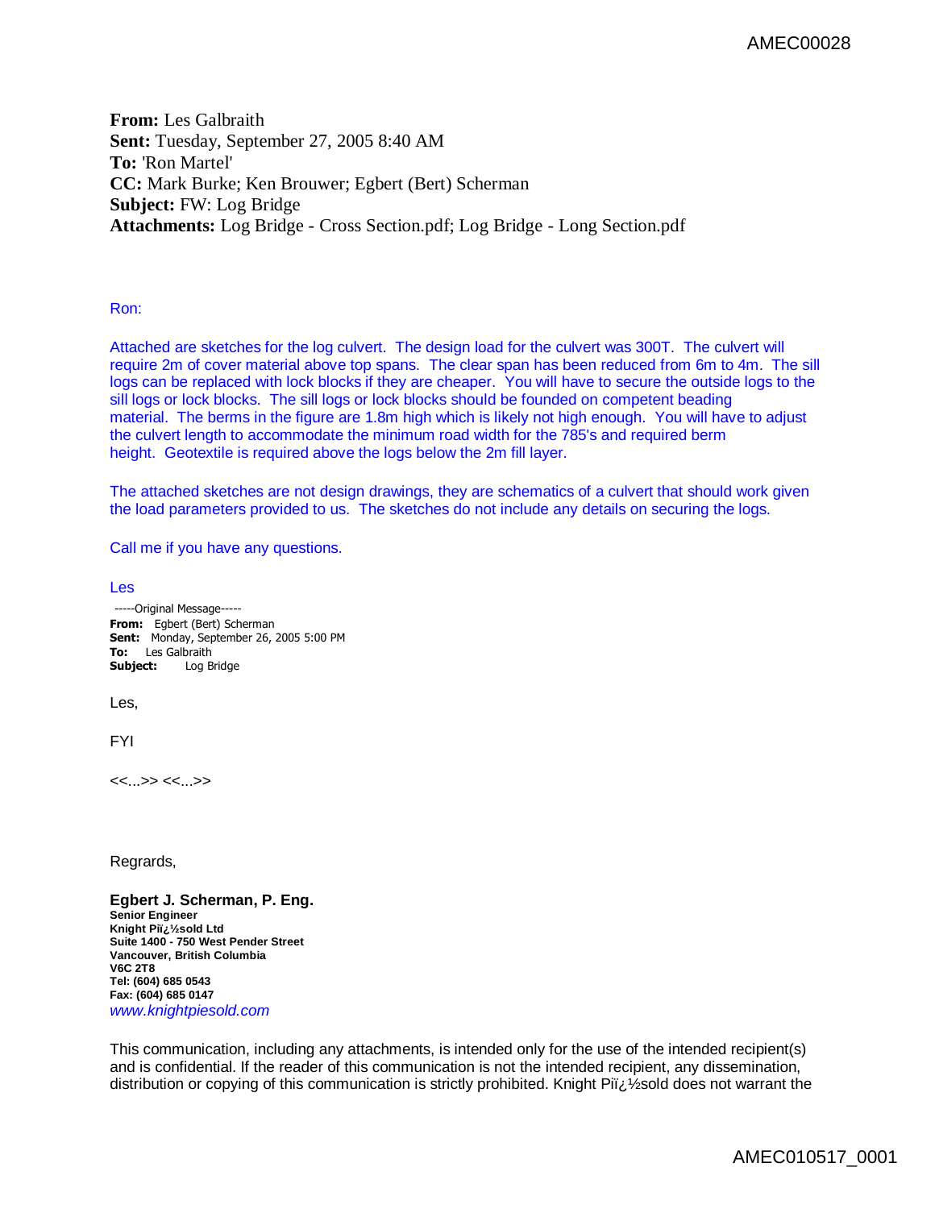**From:** Les Galbraith
**Sent:** Tuesday, September 27, 2005 8:40 AM
**To:** 'Ron Martel'
**CC:** Mark Burke; Ken Brouwer; Egbert (Bert) Scherman
**Subject:** FW: Log Bridge
**Attachments:** Log Bridge - Cross Section.pdf; Log Bridge - Long Section.pdf

Ron:

Attached are sketches for the log culvert. The design load for the culvert was 300T. The culvert will require 2m of cover material above top spans. The clear span has been reduced from 6m to 4m. The sill logs can be replaced with lock blocks if they are cheaper. You will have to secure the outside logs to the sill logs or lock blocks. The sill logs or lock blocks should be founded on competent beading material. The berms in the figure are 1.8m high which is likely not high enough. You will have to adjust the culvert length to accommodate the minimum road width for the 785's and required berm height. Geotextile is required above the logs below the 2m fill layer.

The attached sketches are not design drawings, they are schematics of a culvert that should work given the load parameters provided to us. The sketches do not include any details on securing the logs.

Call me if you have any questions.

Les

-----Original Message-----
**From:** Egbert (Bert) Scherman
**Sent:** Monday, September 26, 2005 5:00 PM
**To:** Les Galbraith
**Subject:** Log Bridge

Les,

FYI

<<...>> <<...>>

Regrards,

**Egbert J. Scherman, P. Eng.**
**Senior Engineer**
**Knight Piï¿½sold Ltd**
**Suite 1400 - 750 West Pender Street**
**Vancouver, British Columbia**
**V6C 2T8**
**Tel: (604) 685 0543**
**Fax: (604) 685 0147**
*www.knightpiesold.com*

This communication, including any attachments, is intended only for the use of the intended recipient(s) and is confidential. If the reader of this communication is not the intended recipient, any dissemination, distribution or copying of this communication is strictly prohibited. Knight Piï¿½sold does not warrant the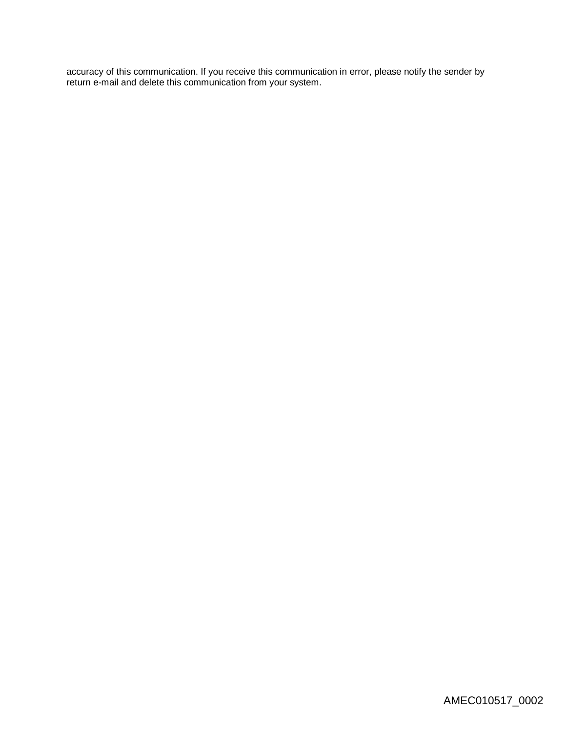accuracy of this communication. If you receive this communication in error, please notify the sender by return e-mail and delete this communication from your system.

AMEC010517_0002